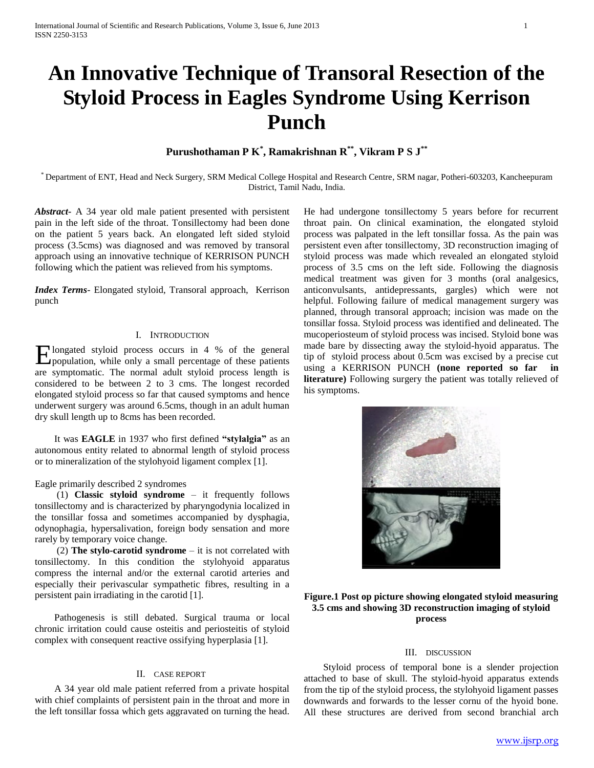# An Innovative Technique of Transoral Resection of the Styloid Process in Eagles Syndrome Using Kerrison Punch

**Purushothaman P K[*], Ramakrishnan R[**], Vikram P S J[**]**

[*] Department of ENT, Head and Neck Surgery, SRM Medical College Hospital and Research Centre, SRM nagar, Potheri-603203, Kancheepuram District, Tamil Nadu, India.

***Abstract***- A 34 year old male patient presented with persistent pain in the left side of the throat. Tonsillectomy had been done on the patient 5 years back. An elongated left sided styloid process (3.5cms) was diagnosed and was removed by transoral approach using an innovative technique of KERRISON PUNCH following which the patient was relieved from his symptoms.

***Index Terms***- Elongated styloid, Transoral approach, Kerrison punch

## I. Introduction

Elongated styloid process occurs in 4 % of the general population, while only a small percentage of these patients are symptomatic. The normal adult styloid process length is considered to be between 2 to 3 cms. The longest recorded elongated styloid process so far that caused symptoms and hence underwent surgery was around 6.5cms, though in an adult human dry skull length up to 8cms has been recorded.

It was **EAGLE** in 1937 who first defined **"stylalgia"** as an autonomous entity related to abnormal length of styloid process or to mineralization of the stylohyoid ligament complex [1].

Eagle primarily described 2 syndromes

(1) **Classic styloid syndrome** – it frequently follows tonsillectomy and is characterized by pharyngodynia localized in the tonsillar fossa and sometimes accompanied by dysphagia, odynophagia, hypersalivation, foreign body sensation and more rarely by temporary voice change.

(2) **The stylo-carotid syndrome** – it is not correlated with tonsillectomy. In this condition the stylohyoid apparatus compress the internal and/or the external carotid arteries and especially their perivascular sympathetic fibres, resulting in a persistent pain irradiating in the carotid [1].

Pathogenesis is still debated. Surgical trauma or local chronic irritation could cause osteitis and periosteitis of styloid complex with consequent reactive ossifying hyperplasia [1].

## II. Case Report

A 34 year old male patient referred from a private hospital with chief complaints of persistent pain in the throat and more in the left tonsillar fossa which gets aggravated on turning the head. He had undergone tonsillectomy 5 years before for recurrent throat pain. On clinical examination, the elongated styloid process was palpated in the left tonsillar fossa. As the pain was persistent even after tonsillectomy, 3D reconstruction imaging of styloid process was made which revealed an elongated styloid process of 3.5 cms on the left side. Following the diagnosis medical treatment was given for 3 months (oral analgesics, anticonvulsants, antidepressants, gargles) which were not helpful. Following failure of medical management surgery was planned, through transoral approach; incision was made on the tonsillar fossa. Styloid process was identified and delineated. The mucoperiosteum of styloid process was incised. Styloid bone was made bare by dissecting away the styloid-hyoid apparatus. The tip of styloid process about 0.5cm was excised by a precise cut using a KERRISON PUNCH **(none reported so far in literature)** Following surgery the patient was totally relieved of his symptoms.

**Figure.1 Post op picture showing elongated styloid measuring 3.5 cms and showing 3D reconstruction imaging of styloid process**

## III. Discussion

Styloid process of temporal bone is a slender projection attached to base of skull. The styloid-hyoid apparatus extends from the tip of the styloid process, the stylohyoid ligament passes downwards and forwards to the lesser cornu of the hyoid bone. All these structures are derived from second branchial arch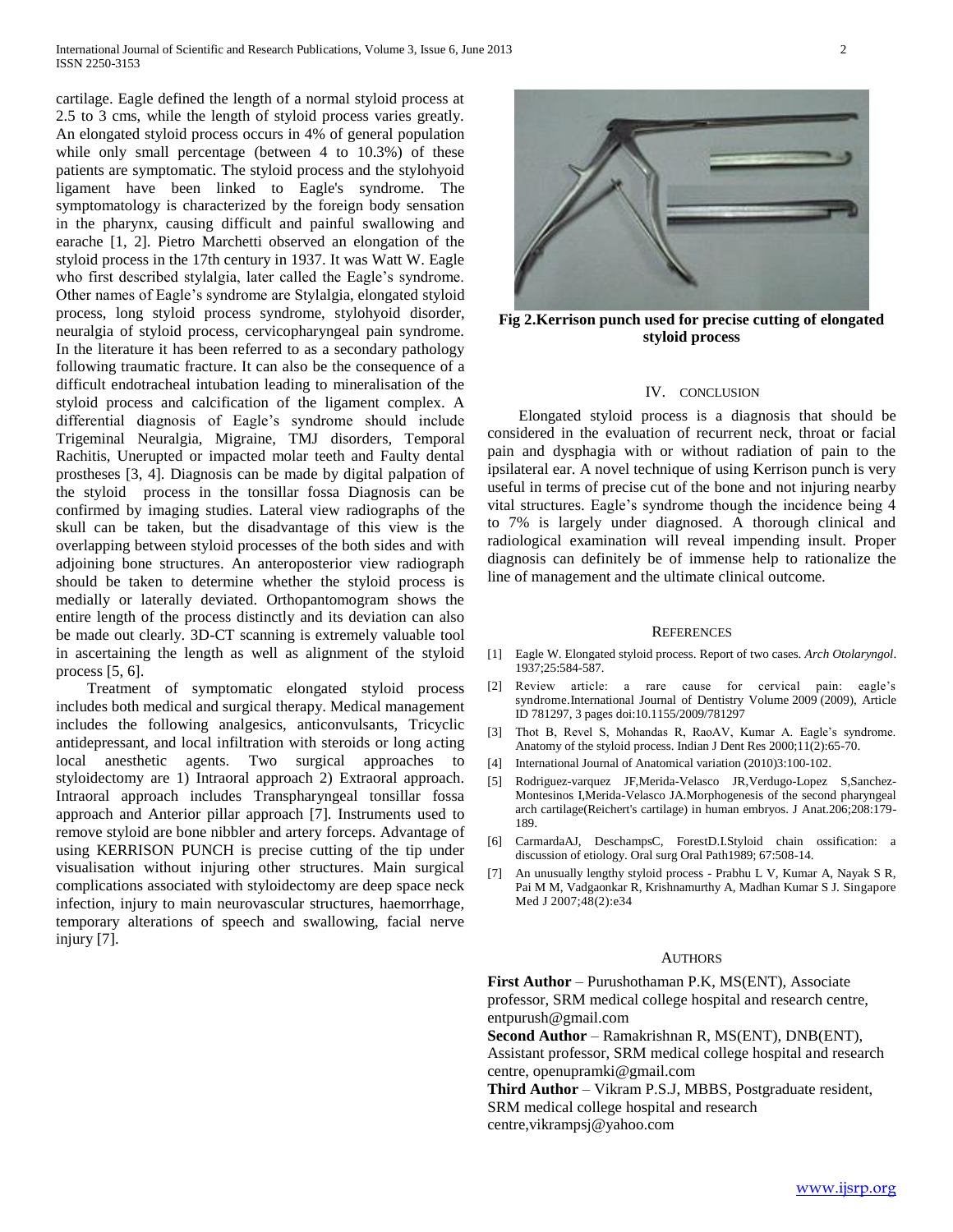cartilage. Eagle defined the length of a normal styloid process at 2.5 to 3 cms, while the length of styloid process varies greatly. An elongated styloid process occurs in 4% of general population while only small percentage (between 4 to 10.3%) of these patients are symptomatic. The styloid process and the stylohyoid ligament have been linked to Eagle's syndrome. The symptomatology is characterized by the foreign body sensation in the pharynx, causing difficult and painful swallowing and earache [1, 2]. Pietro Marchetti observed an elongation of the styloid process in the 17th century in 1937. It was Watt W. Eagle who first described stylalgia, later called the Eagle's syndrome. Other names of Eagle's syndrome are Stylalgia, elongated styloid process, long styloid process syndrome, stylohyoid disorder, neuralgia of styloid process, cervicopharyngeal pain syndrome. In the literature it has been referred to as a secondary pathology following traumatic fracture. It can also be the consequence of a difficult endotracheal intubation leading to mineralisation of the styloid process and calcification of the ligament complex. A differential diagnosis of Eagle's syndrome should include Trigeminal Neuralgia, Migraine, TMJ disorders, Temporal Rachitis, Unerupted or impacted molar teeth and Faulty dental prostheses [3, 4]. Diagnosis can be made by digital palpation of the styloid process in the tonsillar fossa Diagnosis can be confirmed by imaging studies. Lateral view radiographs of the skull can be taken, but the disadvantage of this view is the overlapping between styloid processes of the both sides and with adjoining bone structures. An anteroposterior view radiograph should be taken to determine whether the styloid process is medially or laterally deviated. Orthopantomogram shows the entire length of the process distinctly and its deviation can also be made out clearly. 3D-CT scanning is extremely valuable tool in ascertaining the length as well as alignment of the styloid process [5, 6].

Treatment of symptomatic elongated styloid process includes both medical and surgical therapy. Medical management includes the following analgesics, anticonvulsants, Tricyclic antidepressant, and local infiltration with steroids or long acting local anesthetic agents. Two surgical approaches to styloidectomy are 1) Intraoral approach 2) Extraoral approach. Intraoral approach includes Transpharyngeal tonsillar fossa approach and Anterior pillar approach [7]. Instruments used to remove styloid are bone nibbler and artery forceps. Advantage of using KERRISON PUNCH is precise cutting of the tip under visualisation without injuring other structures. Main surgical complications associated with styloidectomy are deep space neck infection, injury to main neurovascular structures, haemorrhage, temporary alterations of speech and swallowing, facial nerve injury [7].

**Fig 2.Kerrison punch used for precise cutting of elongated styloid process**

## IV. CONCLUSION

Elongated styloid process is a diagnosis that should be considered in the evaluation of recurrent neck, throat or facial pain and dysphagia with or without radiation of pain to the ipsilateral ear. A novel technique of using Kerrison punch is very useful in terms of precise cut of the bone and not injuring nearby vital structures. Eagle's syndrome though the incidence being 4 to 7% is largely under diagnosed. A thorough clinical and radiological examination will reveal impending insult. Proper diagnosis can definitely be of immense help to rationalize the line of management and the ultimate clinical outcome.

## REFERENCES

[1] Eagle W. Elongated styloid process. Report of two cases. *Arch Otolaryngol*. 1937;25:584-587.

[2] Review article: a rare cause for cervical pain: eagle's syndrome.International Journal of Dentistry Volume 2009 (2009), Article ID 781297, 3 pages doi:10.1155/2009/781297

[3] Thot B, Revel S, Mohandas R, RaoAV, Kumar A. Eagle's syndrome. Anatomy of the styloid process. Indian J Dent Res 2000;11(2):65-70.

[4] International Journal of Anatomical variation (2010)3:100-102.

[5] Rodriguez-varquez JF,Merida-Velasco JR,Verdugo-Lopez S,Sanchez-Montesinos I,Merida-Velasco JA.Morphogenesis of the second pharyngeal arch cartilage(Reichert's cartilage) in human embryos. J Anat.206;208:179-189.

[6] CarmardaAJ, DeschampsC, ForestD.I.Styloid chain ossification: a discussion of etiology. Oral surg Oral Path1989; 67:508-14.

[7] An unusually lengthy styloid process - Prabhu L V, Kumar A, Nayak S R, Pai M M, Vadgaonkar R, Krishnamurthy A, Madhan Kumar S J. Singapore Med J 2007;48(2):e34

## AUTHORS

**First Author** – Purushothaman P.K, MS(ENT), Associate professor, SRM medical college hospital and research centre, entpurush@gmail.com

**Second Author** – Ramakrishnan R, MS(ENT), DNB(ENT), Assistant professor, SRM medical college hospital and research centre, openupramki@gmail.com

**Third Author** – Vikram P.S.J, MBBS, Postgraduate resident, SRM medical college hospital and research centre,vikrampsj@yahoo.com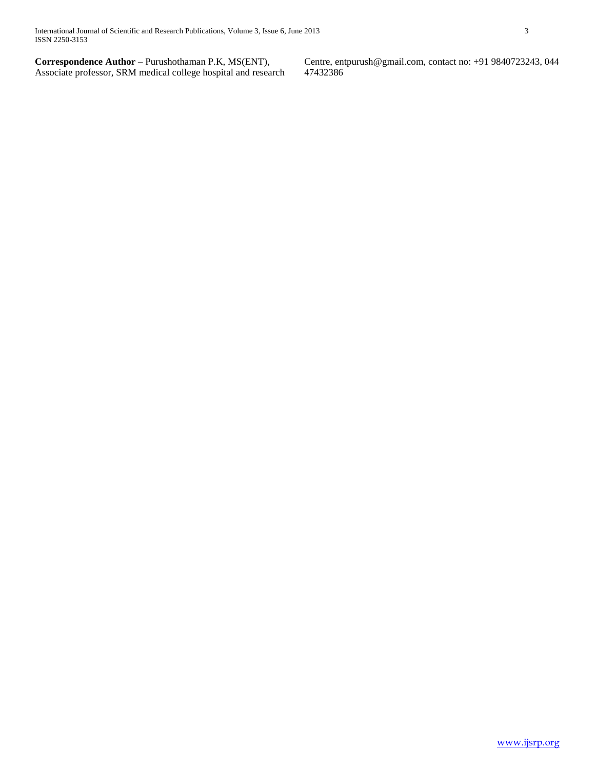**Correspondence Author** – Purushothaman P.K, MS(ENT), Associate professor, SRM medical college hospital and research Centre, entpurush@gmail.com, contact no: +91 9840723243, 044 47432386